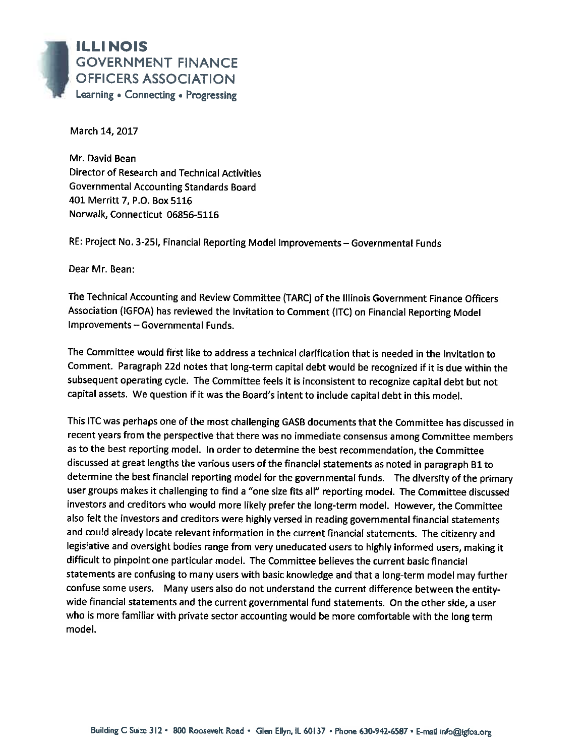**ILLINOIS**
**GOVERNMENT FINANCE**
**OFFICERS ASSOCIATION**
Learning • Connecting • Progressing

March 14, 2017

Mr. David Bean
Director of Research and Technical Activities
Governmental Accounting Standards Board
401 Merritt 7, P.O. Box 5116
Norwalk, Connecticut 06856-5116

RE: Project No. 3-25I, Financial Reporting Model Improvements – Governmental Funds

Dear Mr. Bean:

The Technical Accounting and Review Committee (TARC) of the Illinois Government Finance Officers Association (IGFOA) has reviewed the Invitation to Comment (ITC) on Financial Reporting Model Improvements – Governmental Funds.

The Committee would first like to address a technical clarification that is needed in the Invitation to Comment. Paragraph 22d notes that long-term capital debt would be recognized if it is due within the subsequent operating cycle. The Committee feels it is inconsistent to recognize capital debt but not capital assets. We question if it was the Board's intent to include capital debt in this model.

This ITC was perhaps one of the most challenging GASB documents that the Committee has discussed in recent years from the perspective that there was no immediate consensus among Committee members as to the best reporting model. In order to determine the best recommendation, the Committee discussed at great lengths the various users of the financial statements as noted in paragraph B1 to determine the best financial reporting model for the governmental funds. The diversity of the primary user groups makes it challenging to find a "one size fits all" reporting model. The Committee discussed investors and creditors who would more likely prefer the long-term model. However, the Committee also felt the investors and creditors were highly versed in reading governmental financial statements and could already locate relevant information in the current financial statements. The citizenry and legislative and oversight bodies range from very uneducated users to highly informed users, making it difficult to pinpoint one particular model. The Committee believes the current basic financial statements are confusing to many users with basic knowledge and that a long-term model may further confuse some users. Many users also do not understand the current difference between the entity-wide financial statements and the current governmental fund statements. On the other side, a user who is more familiar with private sector accounting would be more comfortable with the long term model.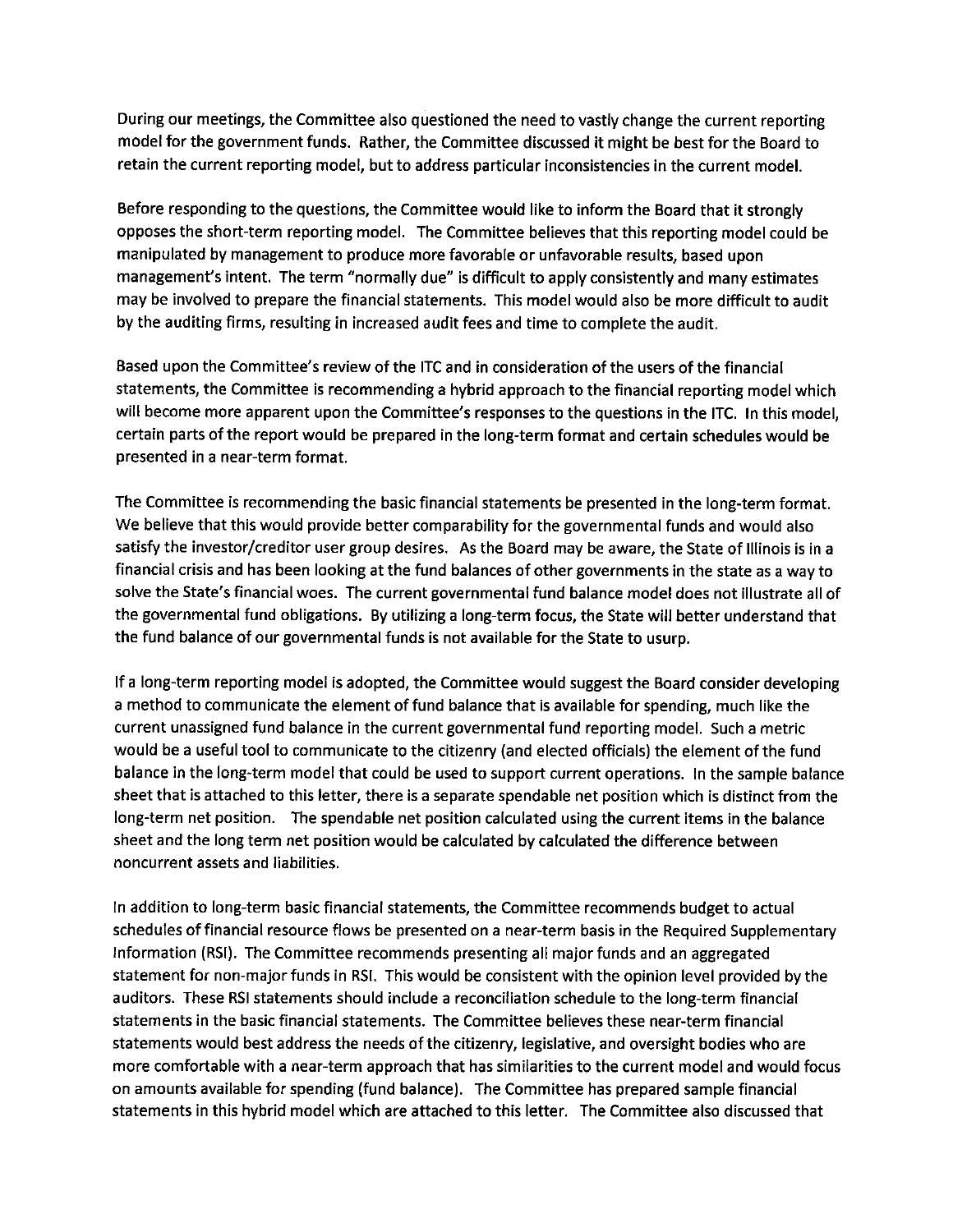During our meetings, the Committee also questioned the need to vastly change the current reporting model for the government funds. Rather, the Committee discussed it might be best for the Board to retain the current reporting model, but to address particular inconsistencies in the current model.

Before responding to the questions, the Committee would like to inform the Board that it strongly opposes the short-term reporting model. The Committee believes that this reporting model could be manipulated by management to produce more favorable or unfavorable results, based upon management's intent. The term "normally due" is difficult to apply consistently and many estimates may be involved to prepare the financial statements. This model would also be more difficult to audit by the auditing firms, resulting in increased audit fees and time to complete the audit.

Based upon the Committee's review of the ITC and in consideration of the users of the financial statements, the Committee is recommending a hybrid approach to the financial reporting model which will become more apparent upon the Committee's responses to the questions in the ITC. In this model, certain parts of the report would be prepared in the long-term format and certain schedules would be presented in a near-term format.

The Committee is recommending the basic financial statements be presented in the long-term format. We believe that this would provide better comparability for the governmental funds and would also satisfy the investor/creditor user group desires. As the Board may be aware, the State of Illinois is in a financial crisis and has been looking at the fund balances of other governments in the state as a way to solve the State's financial woes. The current governmental fund balance model does not illustrate all of the governmental fund obligations. By utilizing a long-term focus, the State will better understand that the fund balance of our governmental funds is not available for the State to usurp.

If a long-term reporting model is adopted, the Committee would suggest the Board consider developing a method to communicate the element of fund balance that is available for spending, much like the current unassigned fund balance in the current governmental fund reporting model. Such a metric would be a useful tool to communicate to the citizenry (and elected officials) the element of the fund balance in the long-term model that could be used to support current operations. In the sample balance sheet that is attached to this letter, there is a separate spendable net position which is distinct from the long-term net position. The spendable net position calculated using the current items in the balance sheet and the long term net position would be calculated by calculated the difference between noncurrent assets and liabilities.

In addition to long-term basic financial statements, the Committee recommends budget to actual schedules of financial resource flows be presented on a near-term basis in the Required Supplementary Information (RSI). The Committee recommends presenting all major funds and an aggregated statement for non-major funds in RSI. This would be consistent with the opinion level provided by the auditors. These RSI statements should include a reconciliation schedule to the long-term financial statements in the basic financial statements. The Committee believes these near-term financial statements would best address the needs of the citizenry, legislative, and oversight bodies who are more comfortable with a near-term approach that has similarities to the current model and would focus on amounts available for spending (fund balance). The Committee has prepared sample financial statements in this hybrid model which are attached to this letter. The Committee also discussed that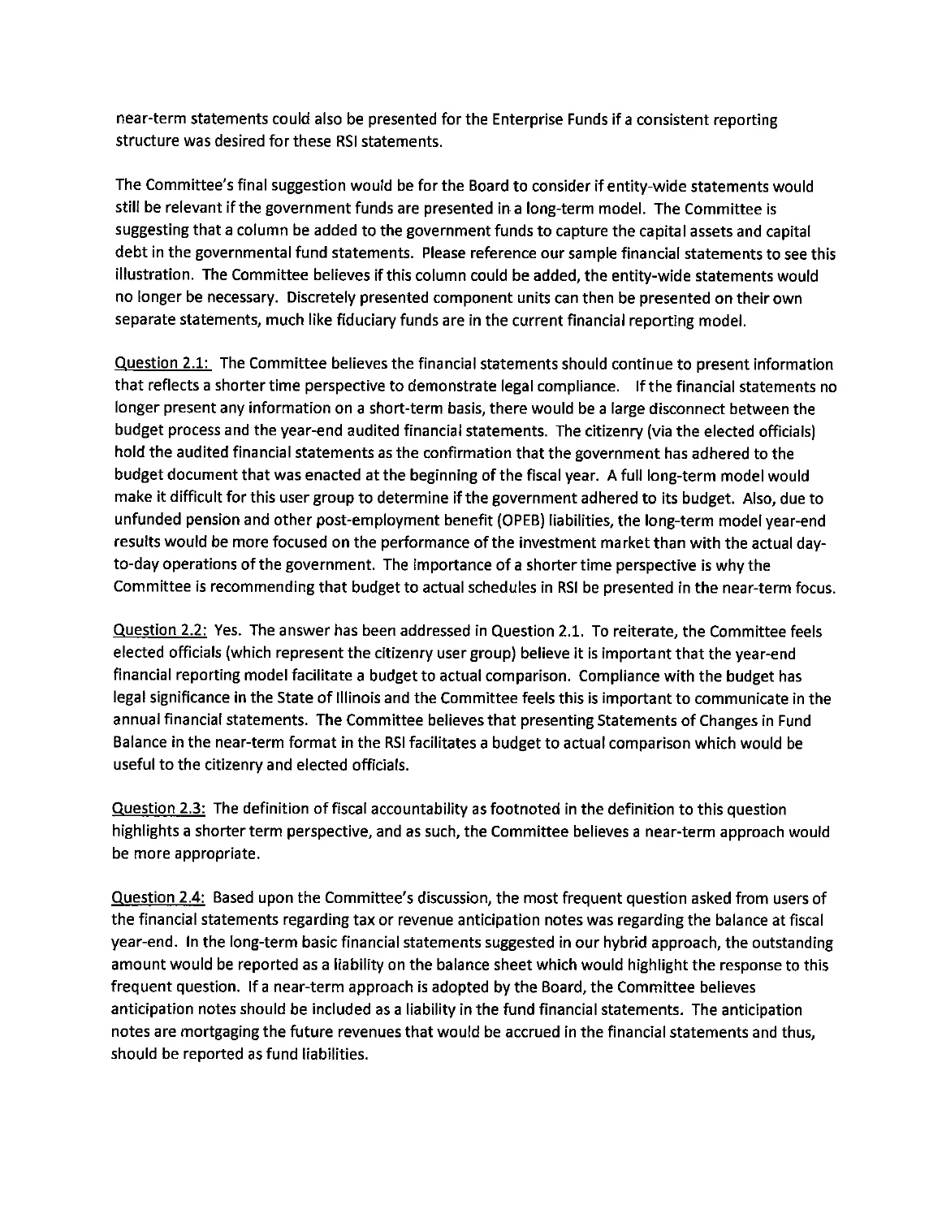near-term statements could also be presented for the Enterprise Funds if a consistent reporting structure was desired for these RSI statements.

The Committee's final suggestion would be for the Board to consider if entity-wide statements would still be relevant if the government funds are presented in a long-term model. The Committee is suggesting that a column be added to the government funds to capture the capital assets and capital debt in the governmental fund statements. Please reference our sample financial statements to see this illustration. The Committee believes if this column could be added, the entity-wide statements would no longer be necessary. Discretely presented component units can then be presented on their own separate statements, much like fiduciary funds are in the current financial reporting model.

Question 2.1: The Committee believes the financial statements should continue to present information that reflects a shorter time perspective to demonstrate legal compliance. If the financial statements no longer present any information on a short-term basis, there would be a large disconnect between the budget process and the year-end audited financial statements. The citizenry (via the elected officials) hold the audited financial statements as the confirmation that the government has adhered to the budget document that was enacted at the beginning of the fiscal year. A full long-term model would make it difficult for this user group to determine if the government adhered to its budget. Also, due to unfunded pension and other post-employment benefit (OPEB) liabilities, the long-term model year-end results would be more focused on the performance of the investment market than with the actual day-to-day operations of the government. The importance of a shorter time perspective is why the Committee is recommending that budget to actual schedules in RSI be presented in the near-term focus.

Question 2.2: Yes. The answer has been addressed in Question 2.1. To reiterate, the Committee feels elected officials (which represent the citizenry user group) believe it is important that the year-end financial reporting model facilitate a budget to actual comparison. Compliance with the budget has legal significance in the State of Illinois and the Committee feels this is important to communicate in the annual financial statements. The Committee believes that presenting Statements of Changes in Fund Balance in the near-term format in the RSI facilitates a budget to actual comparison which would be useful to the citizenry and elected officials.

Question 2.3: The definition of fiscal accountability as footnoted in the definition to this question highlights a shorter term perspective, and as such, the Committee believes a near-term approach would be more appropriate.

Question 2.4: Based upon the Committee's discussion, the most frequent question asked from users of the financial statements regarding tax or revenue anticipation notes was regarding the balance at fiscal year-end. In the long-term basic financial statements suggested in our hybrid approach, the outstanding amount would be reported as a liability on the balance sheet which would highlight the response to this frequent question. If a near-term approach is adopted by the Board, the Committee believes anticipation notes should be included as a liability in the fund financial statements. The anticipation notes are mortgaging the future revenues that would be accrued in the financial statements and thus, should be reported as fund liabilities.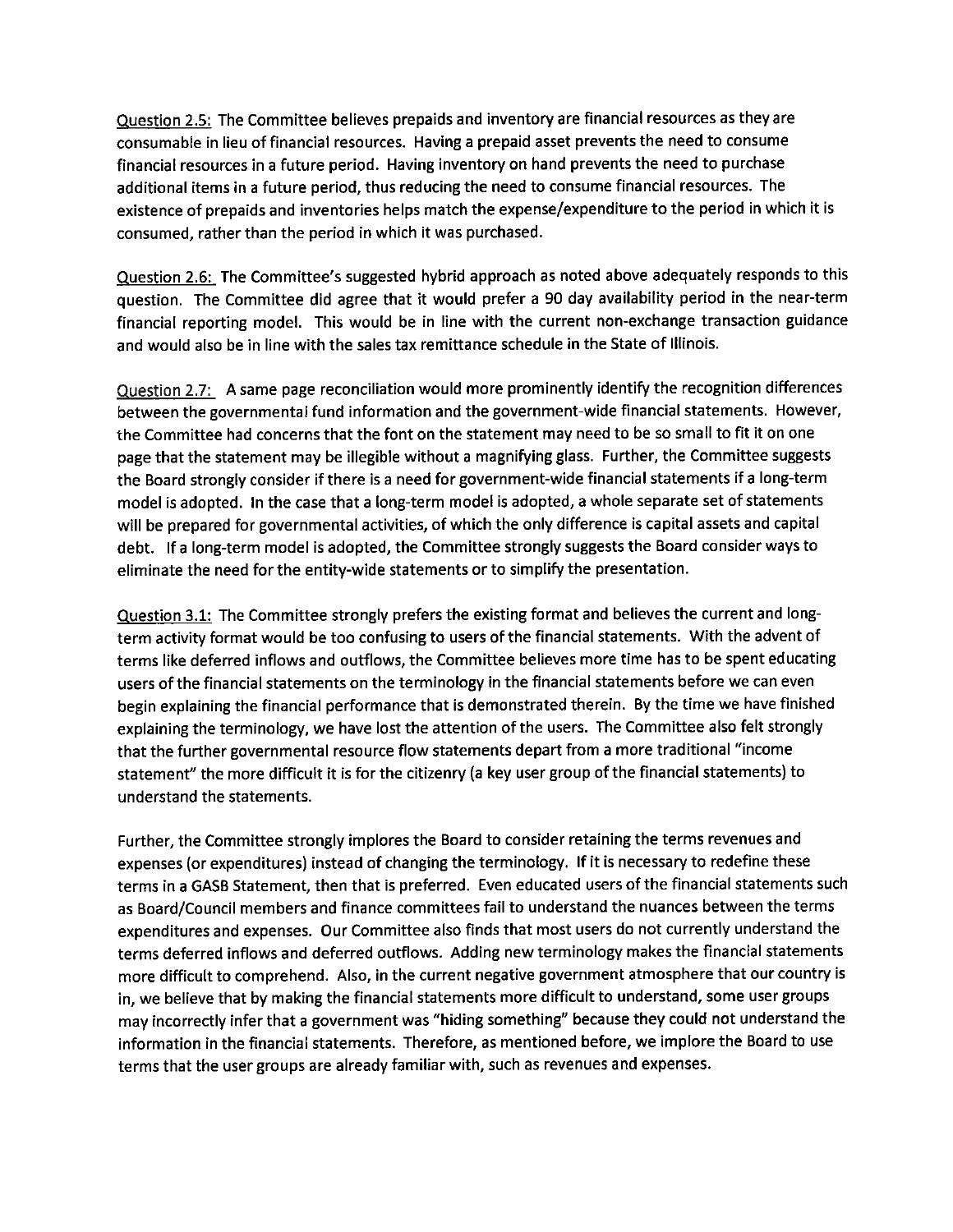<u>Question 2.5:</u> The Committee believes prepaids and inventory are financial resources as they are consumable in lieu of financial resources. Having a prepaid asset prevents the need to consume financial resources in a future period. Having inventory on hand prevents the need to purchase additional items in a future period, thus reducing the need to consume financial resources. The existence of prepaids and inventories helps match the expense/expenditure to the period in which it is consumed, rather than the period in which it was purchased.

<u>Question 2.6:</u> The Committee's suggested hybrid approach as noted above adequately responds to this question. The Committee did agree that it would prefer a 90 day availability period in the near-term financial reporting model. This would be in line with the current non-exchange transaction guidance and would also be in line with the sales tax remittance schedule in the State of Illinois.

<u>Question 2.7:</u> A same page reconciliation would more prominently identify the recognition differences between the governmental fund information and the government-wide financial statements. However, the Committee had concerns that the font on the statement may need to be so small to fit it on one page that the statement may be illegible without a magnifying glass. Further, the Committee suggests the Board strongly consider if there is a need for government-wide financial statements if a long-term model is adopted. In the case that a long-term model is adopted, a whole separate set of statements will be prepared for governmental activities, of which the only difference is capital assets and capital debt. If a long-term model is adopted, the Committee strongly suggests the Board consider ways to eliminate the need for the entity-wide statements or to simplify the presentation.

<u>Question 3.1:</u> The Committee strongly prefers the existing format and believes the current and long-term activity format would be too confusing to users of the financial statements. With the advent of terms like deferred inflows and outflows, the Committee believes more time has to be spent educating users of the financial statements on the terminology in the financial statements before we can even begin explaining the financial performance that is demonstrated therein. By the time we have finished explaining the terminology, we have lost the attention of the users. The Committee also felt strongly that the further governmental resource flow statements depart from a more traditional "income statement" the more difficult it is for the citizenry (a key user group of the financial statements) to understand the statements.

Further, the Committee strongly implores the Board to consider retaining the terms revenues and expenses (or expenditures) instead of changing the terminology. If it is necessary to redefine these terms in a GASB Statement, then that is preferred. Even educated users of the financial statements such as Board/Council members and finance committees fail to understand the nuances between the terms expenditures and expenses. Our Committee also finds that most users do not currently understand the terms deferred inflows and deferred outflows. Adding new terminology makes the financial statements more difficult to comprehend. Also, in the current negative government atmosphere that our country is in, we believe that by making the financial statements more difficult to understand, some user groups may incorrectly infer that a government was "hiding something" because they could not understand the information in the financial statements. Therefore, as mentioned before, we implore the Board to use terms that the user groups are already familiar with, such as revenues and expenses.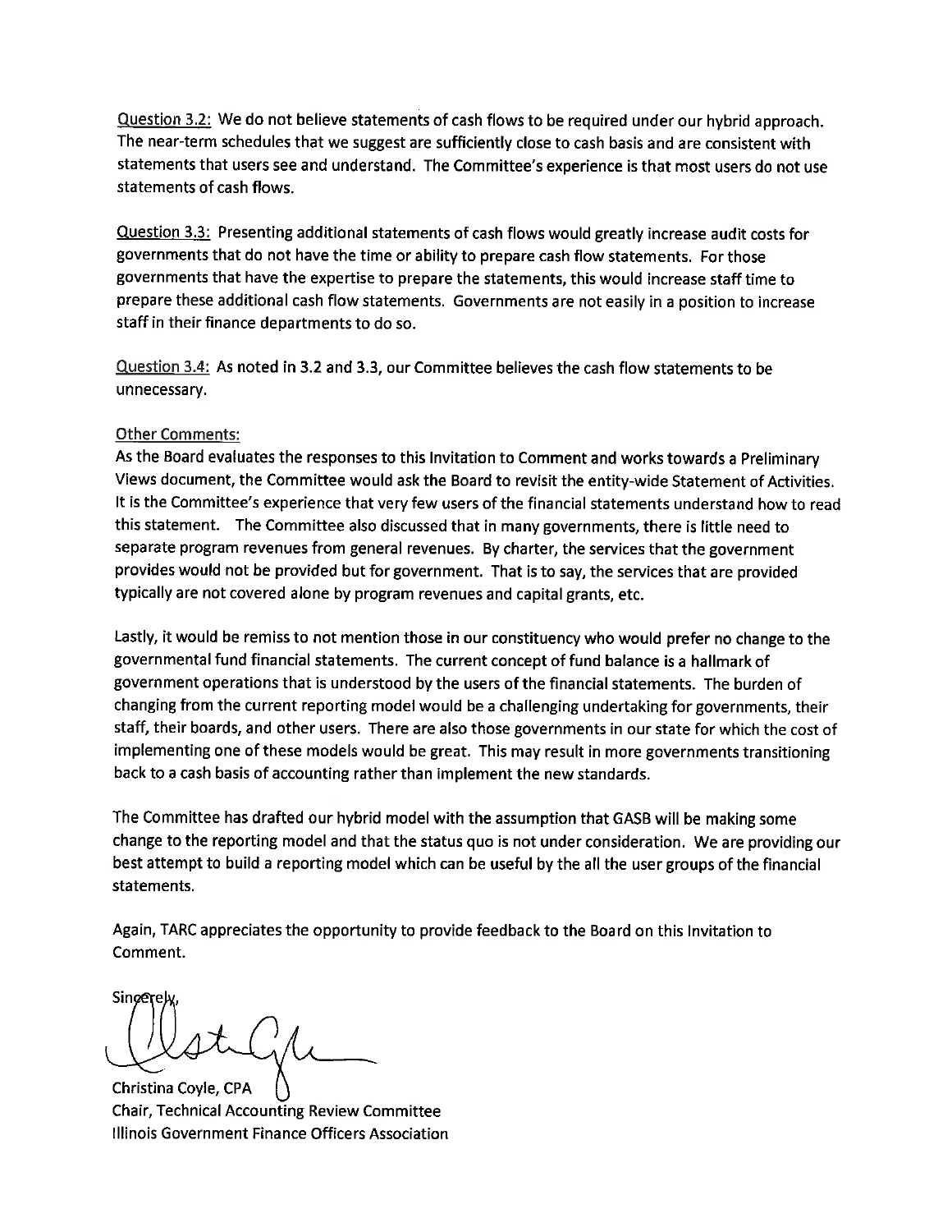Question 3.2: We do not believe statements of cash flows to be required under our hybrid approach. The near-term schedules that we suggest are sufficiently close to cash basis and are consistent with statements that users see and understand. The Committee's experience is that most users do not use statements of cash flows.

Question 3.3: Presenting additional statements of cash flows would greatly increase audit costs for governments that do not have the time or ability to prepare cash flow statements. For those governments that have the expertise to prepare the statements, this would increase staff time to prepare these additional cash flow statements. Governments are not easily in a position to increase staff in their finance departments to do so.

Question 3.4: As noted in 3.2 and 3.3, our Committee believes the cash flow statements to be unnecessary.

Other Comments:

As the Board evaluates the responses to this Invitation to Comment and works towards a Preliminary Views document, the Committee would ask the Board to revisit the entity-wide Statement of Activities. It is the Committee's experience that very few users of the financial statements understand how to read this statement. The Committee also discussed that in many governments, there is little need to separate program revenues from general revenues. By charter, the services that the government provides would not be provided but for government. That is to say, the services that are provided typically are not covered alone by program revenues and capital grants, etc.

Lastly, it would be remiss to not mention those in our constituency who would prefer no change to the governmental fund financial statements. The current concept of fund balance is a hallmark of government operations that is understood by the users of the financial statements. The burden of changing from the current reporting model would be a challenging undertaking for governments, their staff, their boards, and other users. There are also those governments in our state for which the cost of implementing one of these models would be great. This may result in more governments transitioning back to a cash basis of accounting rather than implement the new standards.

The Committee has drafted our hybrid model with the assumption that GASB will be making some change to the reporting model and that the status quo is not under consideration. We are providing our best attempt to build a reporting model which can be useful by the all the user groups of the financial statements.

Again, TARC appreciates the opportunity to provide feedback to the Board on this Invitation to Comment.

Sincerely,

Christina Coyle, CPA
Chair, Technical Accounting Review Committee
Illinois Government Finance Officers Association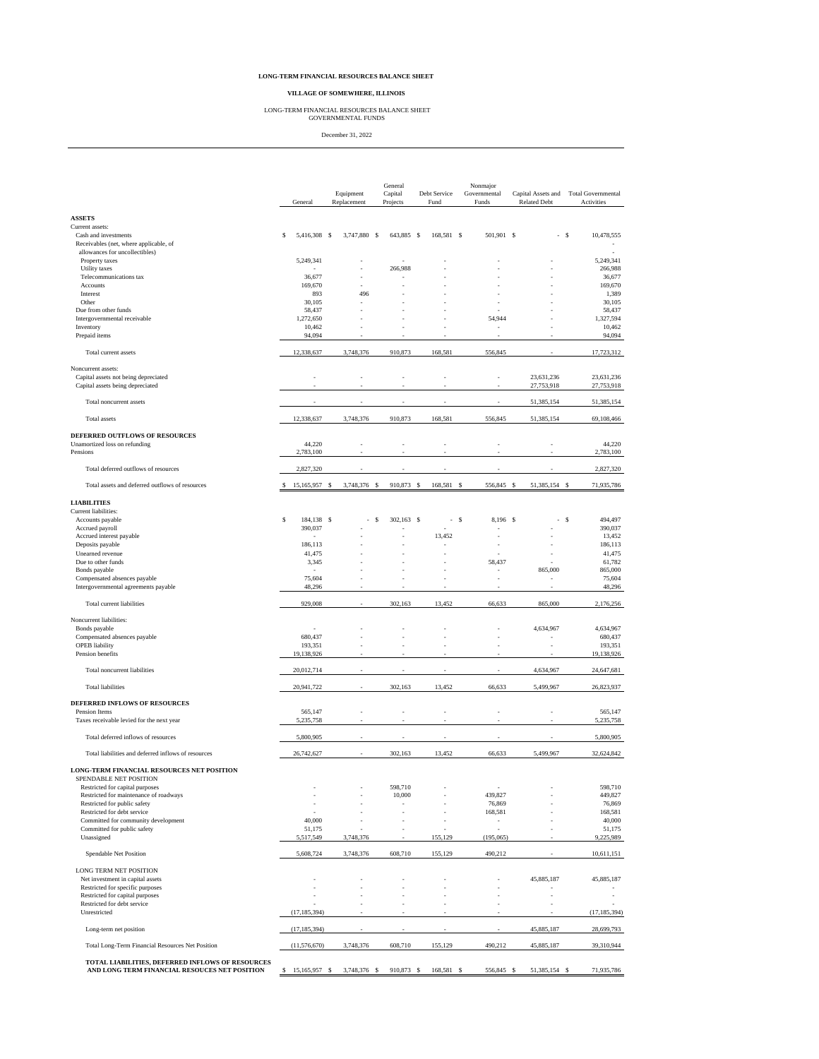**LONG-TERM FINANCIAL RESOURCES BALANCE SHEET**

**VILLAGE OF SOMEWHERE, ILLINOIS**

LONG-TERM FINANCIAL RESOURCES BALANCE SHEET
GOVERNMENTAL FUNDS

December 31, 2022

| | General | Equipment Replacement | General Capital Projects | Debt Service Fund | Nonmajor Governmental Funds | Capital Assets and Related Debt | Total Governmental Activities |
|---|---|---|---|---|---|---|---|
| **ASSETS** | | | | | | | |
| Current assets: | | | | | | | |
| Cash and investments | $ 5,416,308 | $ 3,747,880 | $ 643,885 | $ 168,581 | $ 501,901 | $ - | $ 10,478,555 |
| Receivables (net, where applicable, of allowances for uncollectibles) | | | | | | | - |
| Property taxes | 5,249,341 | - | - | - | - | - | 5,249,341 |
| Utility taxes | - | - | 266,988 | - | - | - | 266,988 |
| Telecommunications tax | 36,677 | - | - | - | - | - | 36,677 |
| Accounts | 169,670 | - | - | - | - | - | 169,670 |
| Interest | 893 | 496 | - | - | - | - | 1,389 |
| Other | 30,105 | - | - | - | - | - | 30,105 |
| Due from other funds | 58,437 | - | - | - | - | - | 58,437 |
| Intergovernmental receivable | 1,272,650 | - | - | - | 54,944 | - | 1,327,594 |
| Inventory | 10,462 | - | - | - | - | - | 10,462 |
| Prepaid items | 94,094 | - | - | - | - | - | 94,094 |
| Total current assets | 12,338,637 | 3,748,376 | 910,873 | 168,581 | 556,845 | - | 17,723,312 |
| Noncurrent assets: | | | | | | | |
| Capital assets not being depreciated | - | - | - | - | - | 23,631,236 | 23,631,236 |
| Capital assets being depreciated | - | - | - | - | - | 27,753,918 | 27,753,918 |
| Total noncurrent assets | - | - | - | - | - | 51,385,154 | 51,385,154 |
| Total assets | 12,338,637 | 3,748,376 | 910,873 | 168,581 | 556,845 | 51,385,154 | 69,108,466 |
| **DEFERRED OUTFLOWS OF RESOURCES** | | | | | | | |
| Unamortized loss on refunding | 44,220 | - | - | - | - | - | 44,220 |
| Pensions | 2,783,100 | - | - | - | - | - | 2,783,100 |
| Total deferred outflows of resources | 2,827,320 | - | - | - | - | - | 2,827,320 |
| Total assets and deferred outflows of resources | $ 15,165,957 | $ 3,748,376 | $ 910,873 | $ 168,581 | $ 556,845 | $ 51,385,154 | $ 71,935,786 |
| **LIABILITIES** | | | | | | | |
| Current liabilities: | | | | | | | |
| Accounts payable | $ 184,138 | $ - | $ 302,163 | $ - | $ 8,196 | $ - | $ 494,497 |
| Accrued payroll | 390,037 | - | - | - | - | - | 390,037 |
| Accrued interest payable | - | - | - | 13,452 | - | - | 13,452 |
| Deposits payable | 186,113 | - | - | - | - | - | 186,113 |
| Unearned revenue | 41,475 | - | - | - | - | - | 41,475 |
| Due to other funds | 3,345 | - | - | - | 58,437 | - | 61,782 |
| Bonds payable | - | - | - | - | - | 865,000 | 865,000 |
| Compensated absences payable | 75,604 | - | - | - | - | - | 75,604 |
| Intergovernmental agreements payable | 48,296 | - | - | - | - | - | 48,296 |
| Total current liabilities | 929,008 | - | 302,163 | 13,452 | 66,633 | 865,000 | 2,176,256 |
| Noncurrent liabilities: | | | | | | | |
| Bonds payable | - | - | - | - | - | 4,634,967 | 4,634,967 |
| Compensated absences payable | 680,437 | - | - | - | - | - | 680,437 |
| OPEB liability | 193,351 | - | - | - | - | - | 193,351 |
| Pension benefits | 19,138,926 | - | - | - | - | - | 19,138,926 |
| Total noncurrent liabilities | 20,012,714 | - | - | - | - | 4,634,967 | 24,647,681 |
| Total liabilities | 20,941,722 | - | 302,163 | 13,452 | 66,633 | 5,499,967 | 26,823,937 |
| **DEFERRED INFLOWS OF RESOURCES** | | | | | | | |
| Pension Items | 565,147 | - | - | - | - | - | 565,147 |
| Taxes receivable levied for the next year | 5,235,758 | - | - | - | - | - | 5,235,758 |
| Total deferred inflows of resources | 5,800,905 | - | - | - | - | - | 5,800,905 |
| Total liabilities and deferred inflows of resources | 26,742,627 | - | 302,163 | 13,452 | 66,633 | 5,499,967 | 32,624,842 |
| **LONG-TERM FINANCIAL RESOURCES NET POSITION** | | | | | | | |
| SPENDABLE NET POSITION | | | | | | | |
| Restricted for capital purposes | - | - | 598,710 | - | - | - | 598,710 |
| Restricted for maintenance of roadways | - | - | 10,000 | - | 439,827 | - | 449,827 |
| Restricted for public safety | - | - | - | - | 76,869 | - | 76,869 |
| Restricted for debt service | - | - | - | - | 168,581 | - | 168,581 |
| Committed for community development | 40,000 | - | - | - | - | - | 40,000 |
| Committed for public safety | 51,175 | - | - | - | - | - | 51,175 |
| Unassigned | 5,517,549 | 3,748,376 | - | 155,129 | (195,065) | - | 9,225,989 |
| Spendable Net Position | 5,608,724 | 3,748,376 | 608,710 | 155,129 | 490,212 | - | 10,611,151 |
| LONG TERM NET POSITION | | | | | | | |
| Net investment in capital assets | - | - | - | - | - | 45,885,187 | 45,885,187 |
| Restricted for specific purposes | - | - | - | - | - | - | - |
| Restricted for capital purposes | - | - | - | - | - | - | - |
| Restricted for debt service | - | - | - | - | - | - | - |
| Unrestricted | (17,185,394) | - | - | - | - | - | (17,185,394) |
| Long-term net position | (17,185,394) | - | - | - | - | 45,885,187 | 28,699,793 |
| Total Long-Term Financial Resources Net Position | (11,576,670) | 3,748,376 | 608,710 | 155,129 | 490,212 | 45,885,187 | 39,310,944 |
| **TOTAL LIABILITIES, DEFERRED INFLOWS OF RESOURCES AND LONG TERM FINANCIAL RESOUCES NET POSITION** | $ 15,165,957 | $ 3,748,376 | $ 910,873 | $ 168,581 | $ 556,845 | $ 51,385,154 | $ 71,935,786 |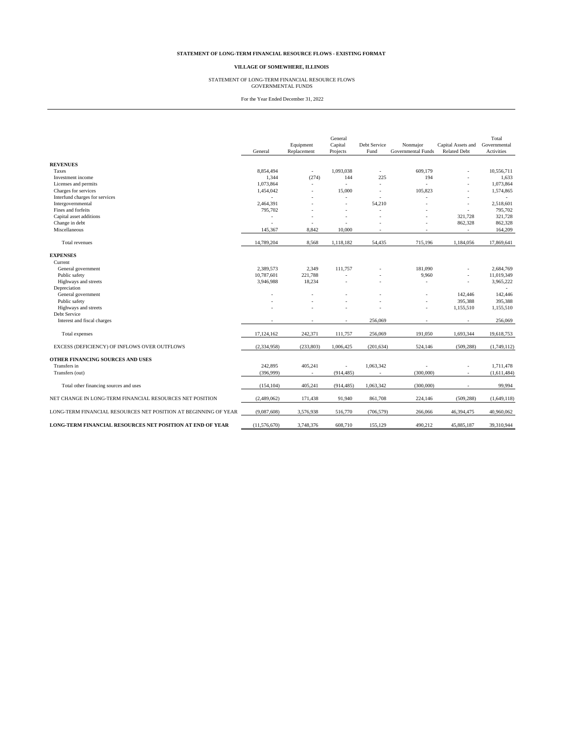**STATEMENT OF LONG-TERM FINANCIAL RESOURCE FLOWS - EXISTING FORMAT**

**VILLAGE OF SOMEWHERE, ILLINOIS**

STATEMENT OF LONG-TERM FINANCIAL RESOURCE FLOWS
GOVERNMENTAL FUNDS

For the Year Ended December 31, 2022

| | General | Equipment Replacement | General Capital Projects | Debt Service Fund | Nonmajor Governmental Funds | Capital Assets and Related Debt | Total Governmental Activities |
|---|---|---|---|---|---|---|---|
| **REVENUES** | | | | | | | |
| Taxes | 8,854,494 | - | 1,093,038 | - | 609,179 | - | 10,556,711 |
| Investment income | 1,344 | (274) | 144 | 225 | 194 | - | 1,633 |
| Licenses and permits | 1,073,864 | - | - | - | - | - | 1,073,864 |
| Charges for services | 1,454,042 | - | 15,000 | - | 105,823 | - | 1,574,865 |
| Interfund charges for services | - | - | - | - | - | - | - |
| Intergovernmental | 2,464,391 | - | - | 54,210 | - | - | 2,518,601 |
| Fines and forfeits | 795,702 | - | - | - | - | - | 795,702 |
| Capital asset additions | - | - | - | - | - | 321,728 | 321,728 |
| Change in debt | - | - | - | - | - | 862,328 | 862,328 |
| Miscellaneous | 145,367 | 8,842 | 10,000 | - | - | - | 164,209 |
| Total revenues | 14,789,204 | 8,568 | 1,118,182 | 54,435 | 715,196 | 1,184,056 | 17,869,641 |
| **EXPENSES** | | | | | | | |
| Current | | | | | | | |
| General government | 2,389,573 | 2,349 | 111,757 | - | 181,090 | - | 2,684,769 |
| Public safety | 10,787,601 | 221,788 | - | - | 9,960 | - | 11,019,349 |
| Highways and streets | 3,946,988 | 18,234 | - | - | - | - | 3,965,222 |
| Depreciation | | | | | | | - |
| General government | - | - | - | - | - | 142,446 | 142,446 |
| Public safety | - | - | - | - | - | 395,388 | 395,388 |
| Highways and streets | - | - | - | - | - | 1,155,510 | 1,155,510 |
| Debt Service | | | | | | | |
| Interest and fiscal charges | - | - | - | 256,069 | - | - | 256,069 |
| Total expenses | 17,124,162 | 242,371 | 111,757 | 256,069 | 191,050 | 1,693,344 | 19,618,753 |
| EXCESS (DEFICIENCY) OF INFLOWS OVER OUTFLOWS | (2,334,958) | (233,803) | 1,006,425 | (201,634) | 524,146 | (509,288) | (1,749,112) |
| **OTHER FINANCING SOURCES AND USES** | | | | | | | |
| Transfers in | 242,895 | 405,241 | - | 1,063,342 | - | - | 1,711,478 |
| Transfers (out) | (396,999) | - | (914,485) | - | (300,000) | - | (1,611,484) |
| Total other financing sources and uses | (154,104) | 405,241 | (914,485) | 1,063,342 | (300,000) | - | 99,994 |
| NET CHANGE IN LONG-TERM FINANCIAL RESOURCES NET POSITION | (2,489,062) | 171,438 | 91,940 | 861,708 | 224,146 | (509,288) | (1,649,118) |
| LONG-TERM FINANCIAL RESOURCES NET POSITION AT BEGINNING OF YEAR | (9,087,608) | 3,576,938 | 516,770 | (706,579) | 266,066 | 46,394,475 | 40,960,062 |
| **LONG-TERM FINANCIAL RESOURCES NET POSITION AT END OF YEAR** | (11,576,670) | 3,748,376 | 608,710 | 155,129 | 490,212 | 45,885,187 | 39,310,944 |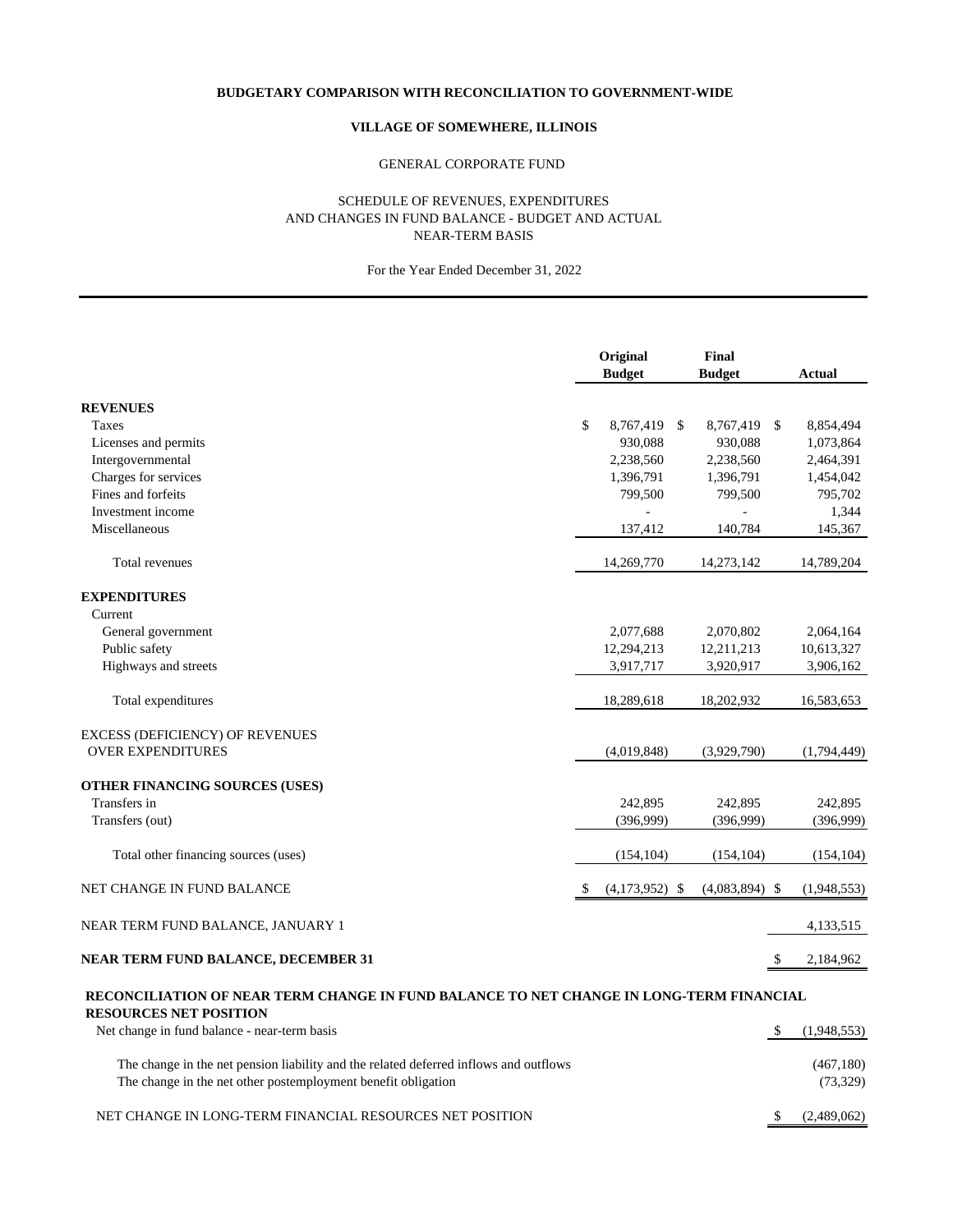**BUDGETARY COMPARISON WITH RECONCILIATION TO GOVERNMENT-WIDE**

**VILLAGE OF SOMEWHERE, ILLINOIS**

GENERAL CORPORATE FUND

SCHEDULE OF REVENUES, EXPENDITURES
AND CHANGES IN FUND BALANCE - BUDGET AND ACTUAL
NEAR-TERM BASIS

For the Year Ended December 31, 2022

| | Original Budget | Final Budget | Actual |
|---|---|---|---|
| **REVENUES** | | | |
| Taxes | $ 8,767,419 | $ 8,767,419 | $ 8,854,494 |
| Licenses and permits | 930,088 | 930,088 | 1,073,864 |
| Intergovernmental | 2,238,560 | 2,238,560 | 2,464,391 |
| Charges for services | 1,396,791 | 1,396,791 | 1,454,042 |
| Fines and forfeits | 799,500 | 799,500 | 795,702 |
| Investment income | - | - | 1,344 |
| Miscellaneous | 137,412 | 140,784 | 145,367 |
| Total revenues | 14,269,770 | 14,273,142 | 14,789,204 |
| **EXPENDITURES** | | | |
| Current | | | |
| General government | 2,077,688 | 2,070,802 | 2,064,164 |
| Public safety | 12,294,213 | 12,211,213 | 10,613,327 |
| Highways and streets | 3,917,717 | 3,920,917 | 3,906,162 |
| Total expenditures | 18,289,618 | 18,202,932 | 16,583,653 |
| EXCESS (DEFICIENCY) OF REVENUES OVER EXPENDITURES | (4,019,848) | (3,929,790) | (1,794,449) |
| **OTHER FINANCING SOURCES (USES)** | | | |
| Transfers in | 242,895 | 242,895 | 242,895 |
| Transfers (out) | (396,999) | (396,999) | (396,999) |
| Total other financing sources (uses) | (154,104) | (154,104) | (154,104) |
| NET CHANGE IN FUND BALANCE | $ (4,173,952) | $ (4,083,894) | $ (1,948,553) |
| NEAR TERM FUND BALANCE, JANUARY 1 | | | 4,133,515 |
| **NEAR TERM FUND BALANCE, DECEMBER 31** | | | $ 2,184,962 |

**RECONCILIATION OF NEAR TERM CHANGE IN FUND BALANCE TO NET CHANGE IN LONG-TERM FINANCIAL RESOURCES NET POSITION**

| | |
|---|---|
| Net change in fund balance - near-term basis | $ (1,948,553) |
| The change in the net pension liability and the related deferred inflows and outflows | (467,180) |
| The change in the net other postemployment benefit obligation | (73,329) |
| NET CHANGE IN LONG-TERM FINANCIAL RESOURCES NET POSITION | $ (2,489,062) |